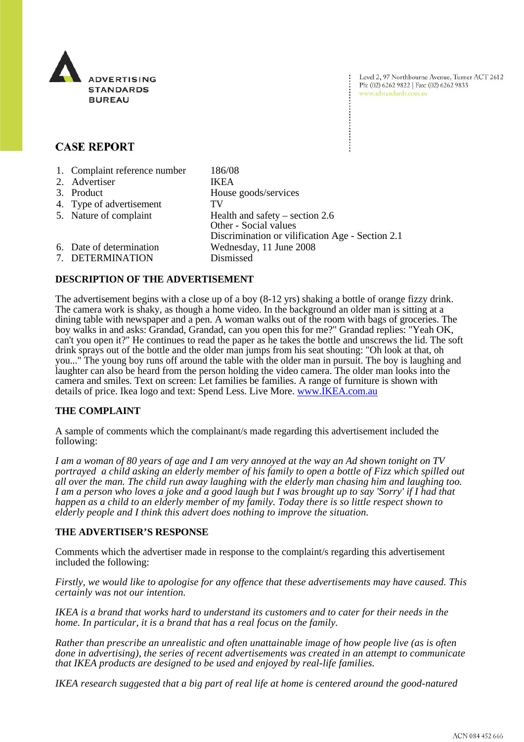ADVERTISING STANDARDS BUREAU

Level 2, 97 Northbourne Avenue, Turner ACT 2612
Ph: (02) 6262 9822 | Fax: (02) 6262 9833
www.adstandards.com.au

# CASE REPORT

| | |
|---|---|
| 1. Complaint reference number | 186/08 |
| 2. Advertiser | IKEA |
| 3. Product | House goods/services |
| 4. Type of advertisement | TV |
| 5. Nature of complaint | Health and safety – section 2.6<br>Other - Social values<br>Discrimination or vilification Age - Section 2.1 |
| 6. Date of determination | Wednesday, 11 June 2008 |
| 7. DETERMINATION | Dismissed |

## DESCRIPTION OF THE ADVERTISEMENT

The advertisement begins with a close up of a boy (8-12 yrs) shaking a bottle of orange fizzy drink. The camera work is shaky, as though a home video. In the background an older man is sitting at a dining table with newspaper and a pen. A woman walks out of the room with bags of groceries. The boy walks in and asks: Grandad, Grandad, can you open this for me?" Grandad replies: "Yeah OK, can't you open it?" He continues to read the paper as he takes the bottle and unscrews the lid. The soft drink sprays out of the bottle and the older man jumps from his seat shouting: "Oh look at that, oh you..." The young boy runs off around the table with the older man in pursuit. The boy is laughing and laughter can also be heard from the person holding the video camera. The older man looks into the camera and smiles. Text on screen: Let families be families. A range of furniture is shown with details of price. Ikea logo and text: Spend Less. Live More. www.IKEA.com.au

## THE COMPLAINT

A sample of comments which the complainant/s made regarding this advertisement included the following:

*I am a woman of 80 years of age and I am very annoyed at the way an Ad shown tonight on TV portrayed a child asking an elderly member of his family to open a bottle of Fizz which spilled out all over the man. The child run away laughing with the elderly man chasing him and laughing too. I am a person who loves a joke and a good laugh but I was brought up to say 'Sorry' if I had that happen as a child to an elderly member of my family. Today there is so little respect shown to elderly people and I think this advert does nothing to improve the situation.*

## THE ADVERTISER'S RESPONSE

Comments which the advertiser made in response to the complaint/s regarding this advertisement included the following:

*Firstly, we would like to apologise for any offence that these advertisements may have caused. This certainly was not our intention.*

*IKEA is a brand that works hard to understand its customers and to cater for their needs in the home. In particular, it is a brand that has a real focus on the family.*

*Rather than prescribe an unrealistic and often unattainable image of how people live (as is often done in advertising), the series of recent advertisements was created in an attempt to communicate that IKEA products are designed to be used and enjoyed by real-life families.*

*IKEA research suggested that a big part of real life at home is centered around the good-natured*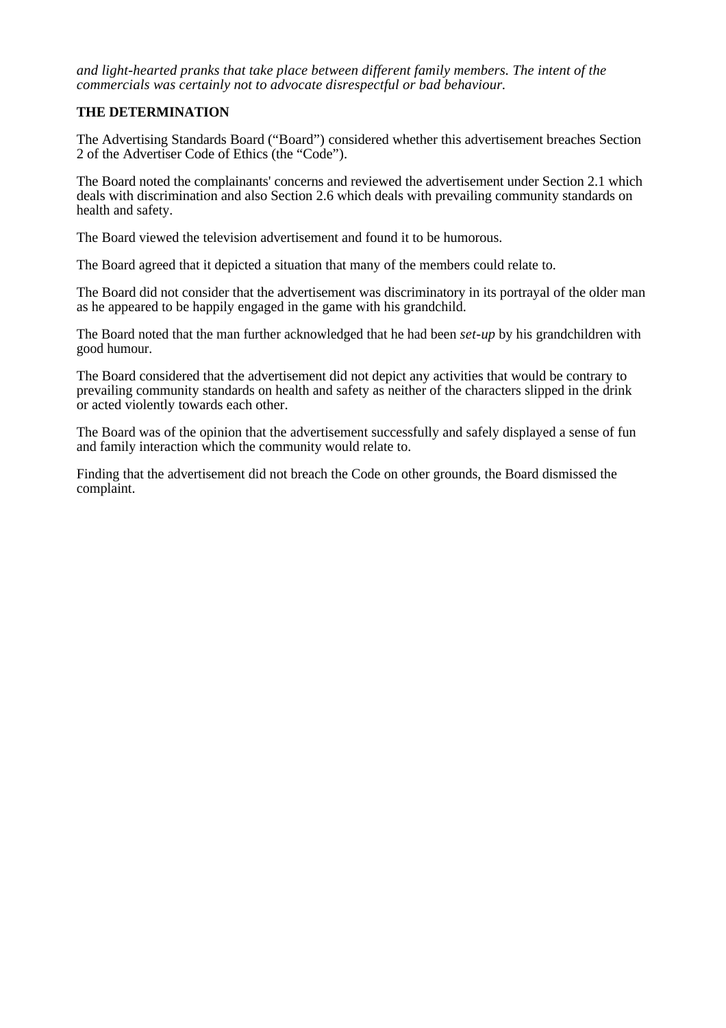*and light-hearted pranks that take place between different family members. The intent of the commercials was certainly not to advocate disrespectful or bad behaviour.*

**THE DETERMINATION**

The Advertising Standards Board ("Board") considered whether this advertisement breaches Section 2 of the Advertiser Code of Ethics (the "Code").

The Board noted the complainants' concerns and reviewed the advertisement under Section 2.1 which deals with discrimination and also Section 2.6 which deals with prevailing community standards on health and safety.

The Board viewed the television advertisement and found it to be humorous.

The Board agreed that it depicted a situation that many of the members could relate to.

The Board did not consider that the advertisement was discriminatory in its portrayal of the older man as he appeared to be happily engaged in the game with his grandchild.

The Board noted that the man further acknowledged that he had been *set-up* by his grandchildren with good humour.

The Board considered that the advertisement did not depict any activities that would be contrary to prevailing community standards on health and safety as neither of the characters slipped in the drink or acted violently towards each other.

The Board was of the opinion that the advertisement successfully and safely displayed a sense of fun and family interaction which the community would relate to.

Finding that the advertisement did not breach the Code on other grounds, the Board dismissed the complaint.